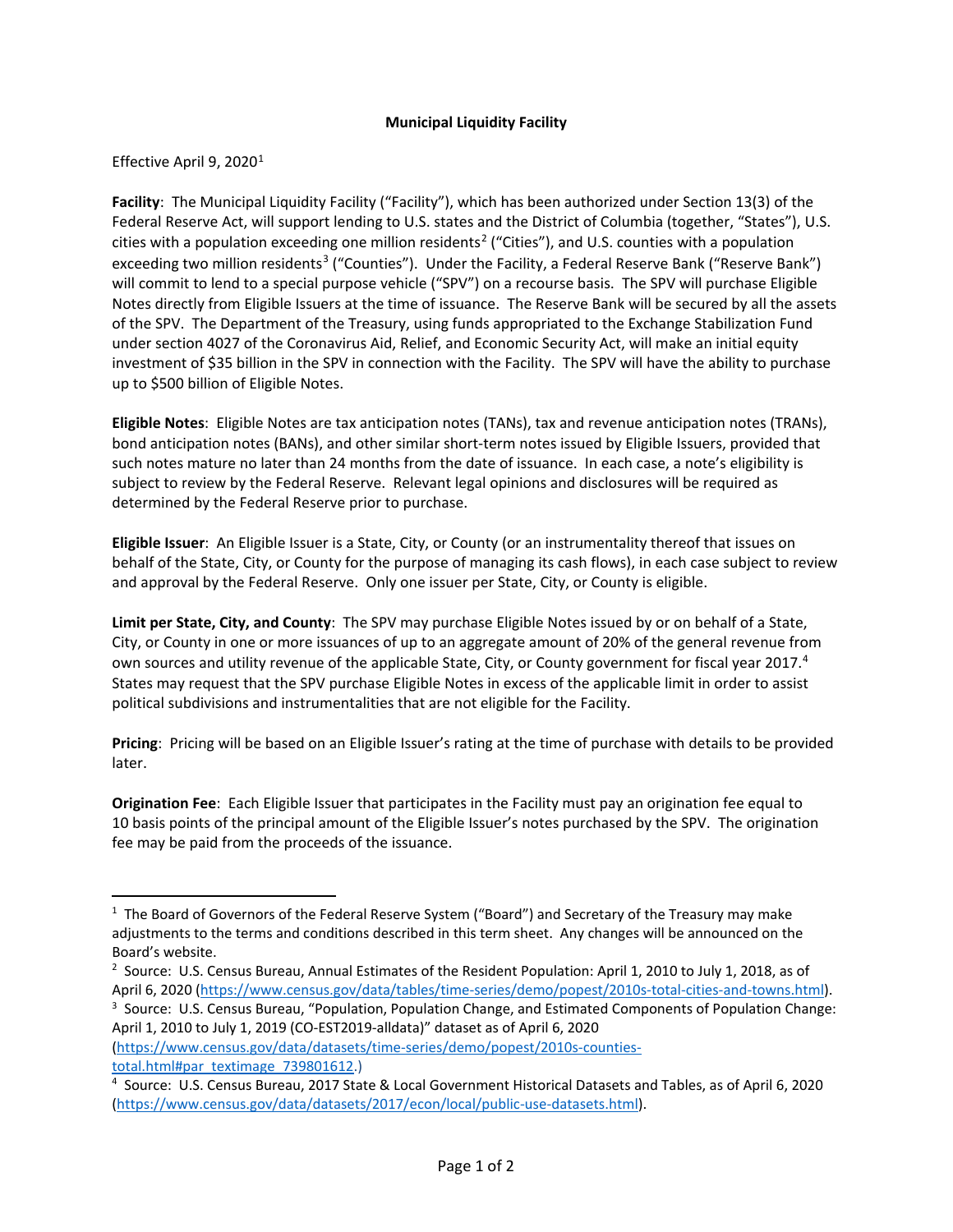# Municipal Liquidity Facility

Effective April 9, 2020[1]

**Facility**: The Municipal Liquidity Facility ("Facility"), which has been authorized under Section 13(3) of the Federal Reserve Act, will support lending to U.S. states and the District of Columbia (together, "States"), U.S. cities with a population exceeding one million residents[2] ("Cities"), and U.S. counties with a population exceeding two million residents[3] ("Counties"). Under the Facility, a Federal Reserve Bank ("Reserve Bank") will commit to lend to a special purpose vehicle ("SPV") on a recourse basis. The SPV will purchase Eligible Notes directly from Eligible Issuers at the time of issuance. The Reserve Bank will be secured by all the assets of the SPV. The Department of the Treasury, using funds appropriated to the Exchange Stabilization Fund under section 4027 of the Coronavirus Aid, Relief, and Economic Security Act, will make an initial equity investment of $35 billion in the SPV in connection with the Facility. The SPV will have the ability to purchase up to $500 billion of Eligible Notes.

**Eligible Notes**: Eligible Notes are tax anticipation notes (TANs), tax and revenue anticipation notes (TRANs), bond anticipation notes (BANs), and other similar short-term notes issued by Eligible Issuers, provided that such notes mature no later than 24 months from the date of issuance. In each case, a note's eligibility is subject to review by the Federal Reserve. Relevant legal opinions and disclosures will be required as determined by the Federal Reserve prior to purchase.

**Eligible Issuer**: An Eligible Issuer is a State, City, or County (or an instrumentality thereof that issues on behalf of the State, City, or County for the purpose of managing its cash flows), in each case subject to review and approval by the Federal Reserve. Only one issuer per State, City, or County is eligible.

**Limit per State, City, and County**: The SPV may purchase Eligible Notes issued by or on behalf of a State, City, or County in one or more issuances of up to an aggregate amount of 20% of the general revenue from own sources and utility revenue of the applicable State, City, or County government for fiscal year 2017.[4] States may request that the SPV purchase Eligible Notes in excess of the applicable limit in order to assist political subdivisions and instrumentalities that are not eligible for the Facility.

**Pricing**: Pricing will be based on an Eligible Issuer's rating at the time of purchase with details to be provided later.

**Origination Fee**: Each Eligible Issuer that participates in the Facility must pay an origination fee equal to 10 basis points of the principal amount of the Eligible Issuer's notes purchased by the SPV. The origination fee may be paid from the proceeds of the issuance.

---

[1] The Board of Governors of the Federal Reserve System ("Board") and Secretary of the Treasury may make adjustments to the terms and conditions described in this term sheet. Any changes will be announced on the Board's website.

[2] Source: U.S. Census Bureau, Annual Estimates of the Resident Population: April 1, 2010 to July 1, 2018, as of April 6, 2020 (https://www.census.gov/data/tables/time-series/demo/popest/2010s-total-cities-and-towns.html).

[3] Source: U.S. Census Bureau, "Population, Population Change, and Estimated Components of Population Change: April 1, 2010 to July 1, 2019 (CO-EST2019-alldata)" dataset as of April 6, 2020 (https://www.census.gov/data/datasets/time-series/demo/popest/2010s-counties-total.html#par_textimage_739801612.)

[4] Source: U.S. Census Bureau, 2017 State & Local Government Historical Datasets and Tables, as of April 6, 2020 (https://www.census.gov/data/datasets/2017/econ/local/public-use-datasets.html).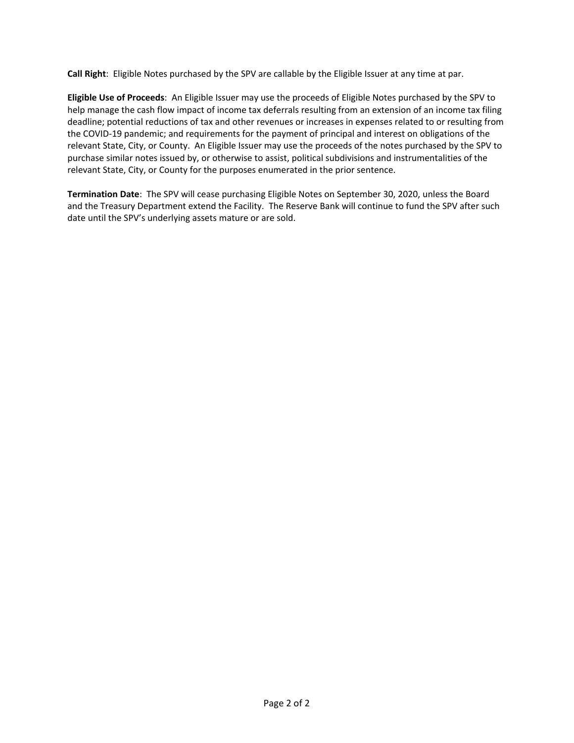**Call Right**: Eligible Notes purchased by the SPV are callable by the Eligible Issuer at any time at par.

**Eligible Use of Proceeds**: An Eligible Issuer may use the proceeds of Eligible Notes purchased by the SPV to help manage the cash flow impact of income tax deferrals resulting from an extension of an income tax filing deadline; potential reductions of tax and other revenues or increases in expenses related to or resulting from the COVID-19 pandemic; and requirements for the payment of principal and interest on obligations of the relevant State, City, or County. An Eligible Issuer may use the proceeds of the notes purchased by the SPV to purchase similar notes issued by, or otherwise to assist, political subdivisions and instrumentalities of the relevant State, City, or County for the purposes enumerated in the prior sentence.

**Termination Date**: The SPV will cease purchasing Eligible Notes on September 30, 2020, unless the Board and the Treasury Department extend the Facility. The Reserve Bank will continue to fund the SPV after such date until the SPV's underlying assets mature or are sold.